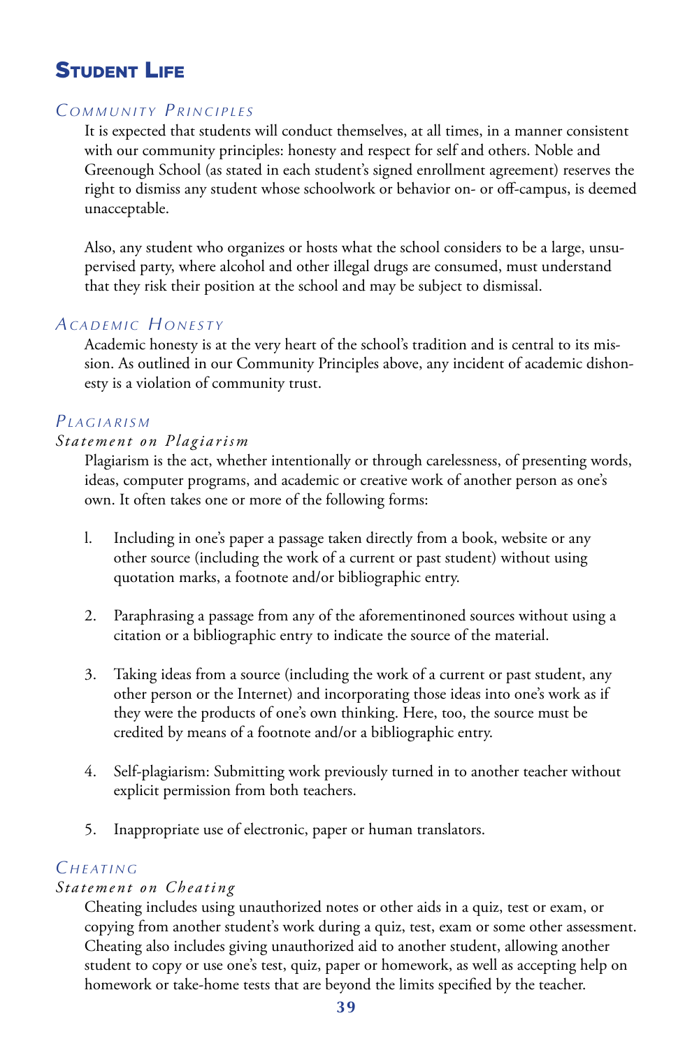# Student Life

## *Community Principles*

It is expected that students will conduct themselves, at all times, in a manner consistent with our community principles: honesty and respect for self and others. Noble and Greenough School (as stated in each student's signed enrollment agreement) reserves the right to dismiss any student whose schoolwork or behavior on- or off-campus, is deemed unacceptable.

Also, any student who organizes or hosts what the school considers to be a large, unsupervised party, where alcohol and other illegal drugs are consumed, must understand that they risk their position at the school and may be subject to dismissal.

## *Academic Honesty*

Academic honesty is at the very heart of the school's tradition and is central to its mission. As outlined in our Community Principles above, any incident of academic dishonesty is a violation of community trust.

## *Plagiarism*

### *Statement on Plagiarism*

Plagiarism is the act, whether intentionally or through carelessness, of presenting words, ideas, computer programs, and academic or creative work of another person as one's own. It often takes one or more of the following forms:

1. Including in one's paper a passage taken directly from a book, website or any other source (including the work of a current or past student) without using quotation marks, a footnote and/or bibliographic entry.

2. Paraphrasing a passage from any of the aforementinoned sources without using a citation or a bibliographic entry to indicate the source of the material.

3. Taking ideas from a source (including the work of a current or past student, any other person or the Internet) and incorporating those ideas into one's work as if they were the products of one's own thinking. Here, too, the source must be credited by means of a footnote and/or a bibliographic entry.

4. Self-plagiarism: Submitting work previously turned in to another teacher without explicit permission from both teachers.

5. Inappropriate use of electronic, paper or human translators.

## *Cheating*

### *Statement on Cheating*

Cheating includes using unauthorized notes or other aids in a quiz, test or exam, or copying from another student's work during a quiz, test, exam or some other assessment. Cheating also includes giving unauthorized aid to another student, allowing another student to copy or use one's test, quiz, paper or homework, as well as accepting help on homework or take-home tests that are beyond the limits specified by the teacher.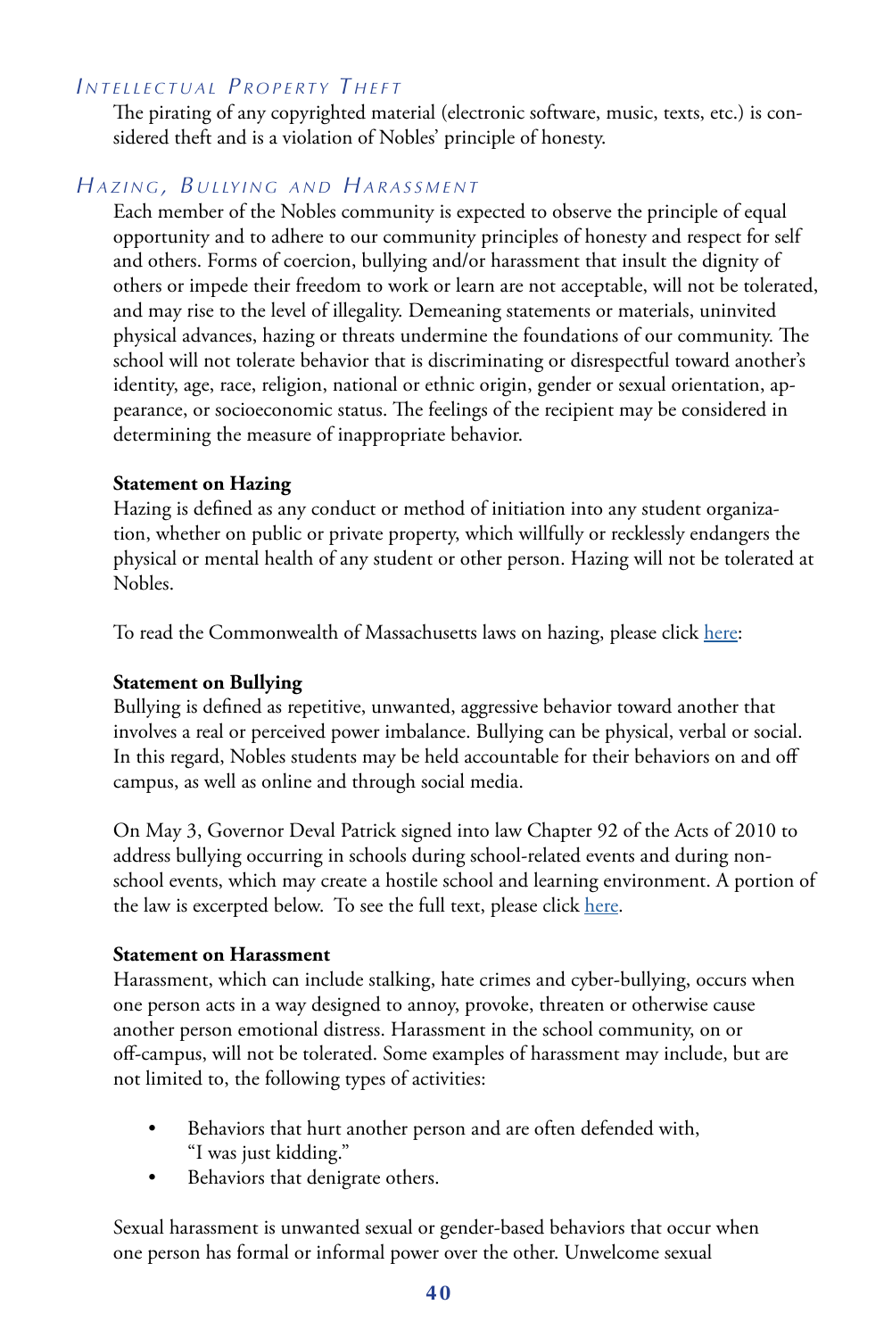### *Intellectual Property Theft*

The pirating of any copyrighted material (electronic software, music, texts, etc.) is considered theft and is a violation of Nobles' principle of honesty.

### *Hazing, Bullying and Harassment*

Each member of the Nobles community is expected to observe the principle of equal opportunity and to adhere to our community principles of honesty and respect for self and others. Forms of coercion, bullying and/or harassment that insult the dignity of others or impede their freedom to work or learn are not acceptable, will not be tolerated, and may rise to the level of illegality. Demeaning statements or materials, uninvited physical advances, hazing or threats undermine the foundations of our community. The school will not tolerate behavior that is discriminating or disrespectful toward another's identity, age, race, religion, national or ethnic origin, gender or sexual orientation, appearance, or socioeconomic status. The feelings of the recipient may be considered in determining the measure of inappropriate behavior.

**Statement on Hazing**

Hazing is defined as any conduct or method of initiation into any student organization, whether on public or private property, which willfully or recklessly endangers the physical or mental health of any student or other person. Hazing will not be tolerated at Nobles.

To read the Commonwealth of Massachusetts laws on hazing, please click here:

**Statement on Bullying**

Bullying is defined as repetitive, unwanted, aggressive behavior toward another that involves a real or perceived power imbalance. Bullying can be physical, verbal or social. In this regard, Nobles students may be held accountable for their behaviors on and off campus, as well as online and through social media.

On May 3, Governor Deval Patrick signed into law Chapter 92 of the Acts of 2010 to address bullying occurring in schools during school-related events and during non-school events, which may create a hostile school and learning environment. A portion of the law is excerpted below. To see the full text, please click here.

**Statement on Harassment**

Harassment, which can include stalking, hate crimes and cyber-bullying, occurs when one person acts in a way designed to annoy, provoke, threaten or otherwise cause another person emotional distress. Harassment in the school community, on or off-campus, will not be tolerated. Some examples of harassment may include, but are not limited to, the following types of activities:

- Behaviors that hurt another person and are often defended with, "I was just kidding."
- Behaviors that denigrate others.

Sexual harassment is unwanted sexual or gender-based behaviors that occur when one person has formal or informal power over the other. Unwelcome sexual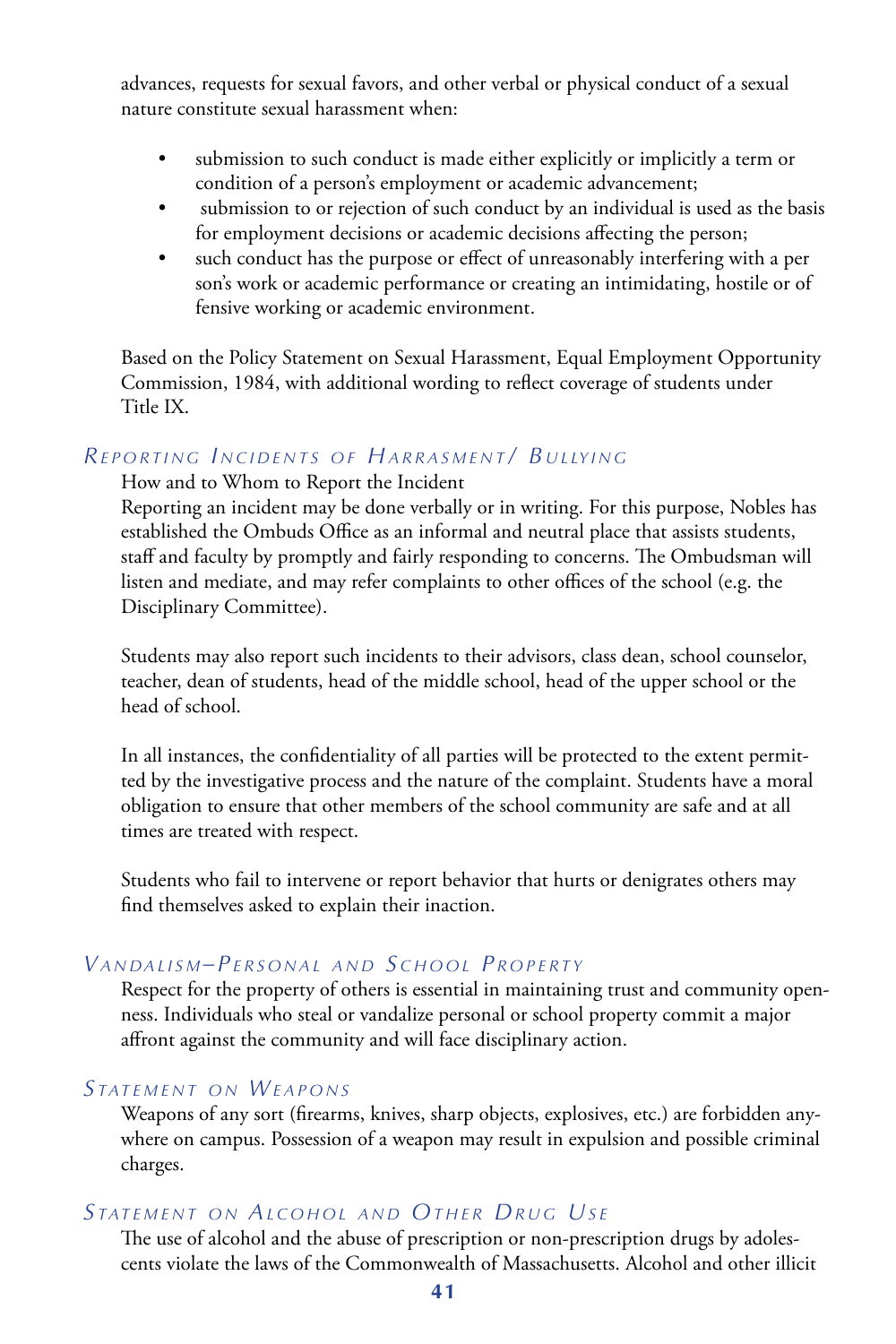advances, requests for sexual favors, and other verbal or physical conduct of a sexual nature constitute sexual harassment when:

- submission to such conduct is made either explicitly or implicitly a term or condition of a person's employment or academic advancement;
- submission to or rejection of such conduct by an individual is used as the basis for employment decisions or academic decisions affecting the person;
- such conduct has the purpose or effect of unreasonably interfering with a person's work or academic performance or creating an intimidating, hostile or offensive working or academic environment.

Based on the Policy Statement on Sexual Harassment, Equal Employment Opportunity Commission, 1984, with additional wording to reflect coverage of students under Title IX.

### *Reporting Incidents of Harrasment/ Bullying*

How and to Whom to Report the Incident

Reporting an incident may be done verbally or in writing. For this purpose, Nobles has established the Ombuds Office as an informal and neutral place that assists students, staff and faculty by promptly and fairly responding to concerns. The Ombudsman will listen and mediate, and may refer complaints to other offices of the school (e.g. the Disciplinary Committee).

Students may also report such incidents to their advisors, class dean, school counselor, teacher, dean of students, head of the middle school, head of the upper school or the head of school.

In all instances, the confidentiality of all parties will be protected to the extent permitted by the investigative process and the nature of the complaint. Students have a moral obligation to ensure that other members of the school community are safe and at all times are treated with respect.

Students who fail to intervene or report behavior that hurts or denigrates others may find themselves asked to explain their inaction.

### *Vandalism–Personal and School Property*

Respect for the property of others is essential in maintaining trust and community openness. Individuals who steal or vandalize personal or school property commit a major affront against the community and will face disciplinary action.

### *Statement on Weapons*

Weapons of any sort (firearms, knives, sharp objects, explosives, etc.) are forbidden anywhere on campus. Possession of a weapon may result in expulsion and possible criminal charges.

### *Statement on Alcohol and Other Drug Use*

The use of alcohol and the abuse of prescription or non-prescription drugs by adolescents violate the laws of the Commonwealth of Massachusetts. Alcohol and other illicit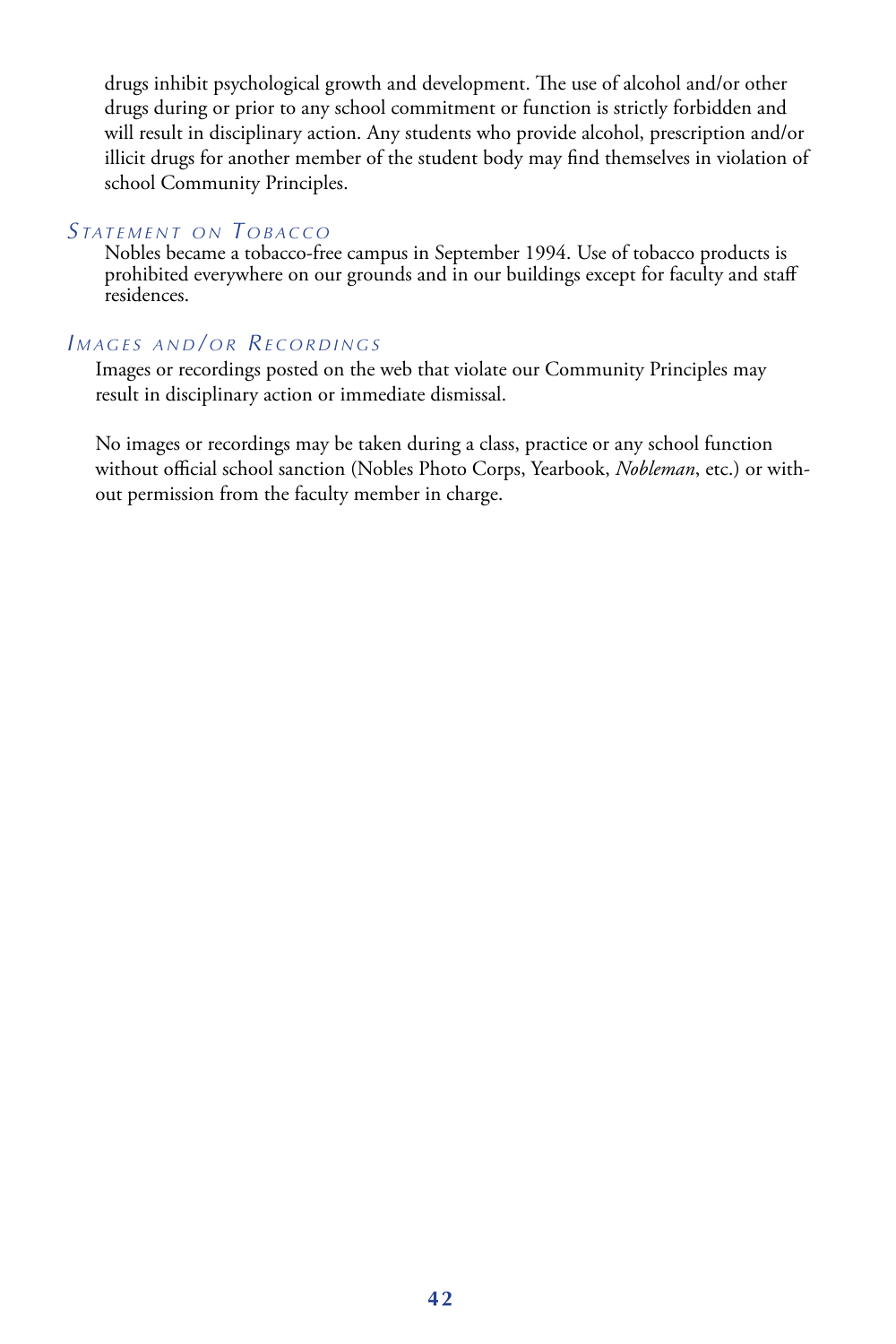drugs inhibit psychological growth and development. The use of alcohol and/or other drugs during or prior to any school commitment or function is strictly forbidden and will result in disciplinary action. Any students who provide alcohol, prescription and/or illicit drugs for another member of the student body may find themselves in violation of school Community Principles.

### *Statement on Tobacco*

Nobles became a tobacco-free campus in September 1994. Use of tobacco products is prohibited everywhere on our grounds and in our buildings except for faculty and staff residences.

### *Images and/or Recordings*

Images or recordings posted on the web that violate our Community Principles may result in disciplinary action or immediate dismissal.

No images or recordings may be taken during a class, practice or any school function without official school sanction (Nobles Photo Corps, Yearbook, *Nobleman*, etc.) or without permission from the faculty member in charge.